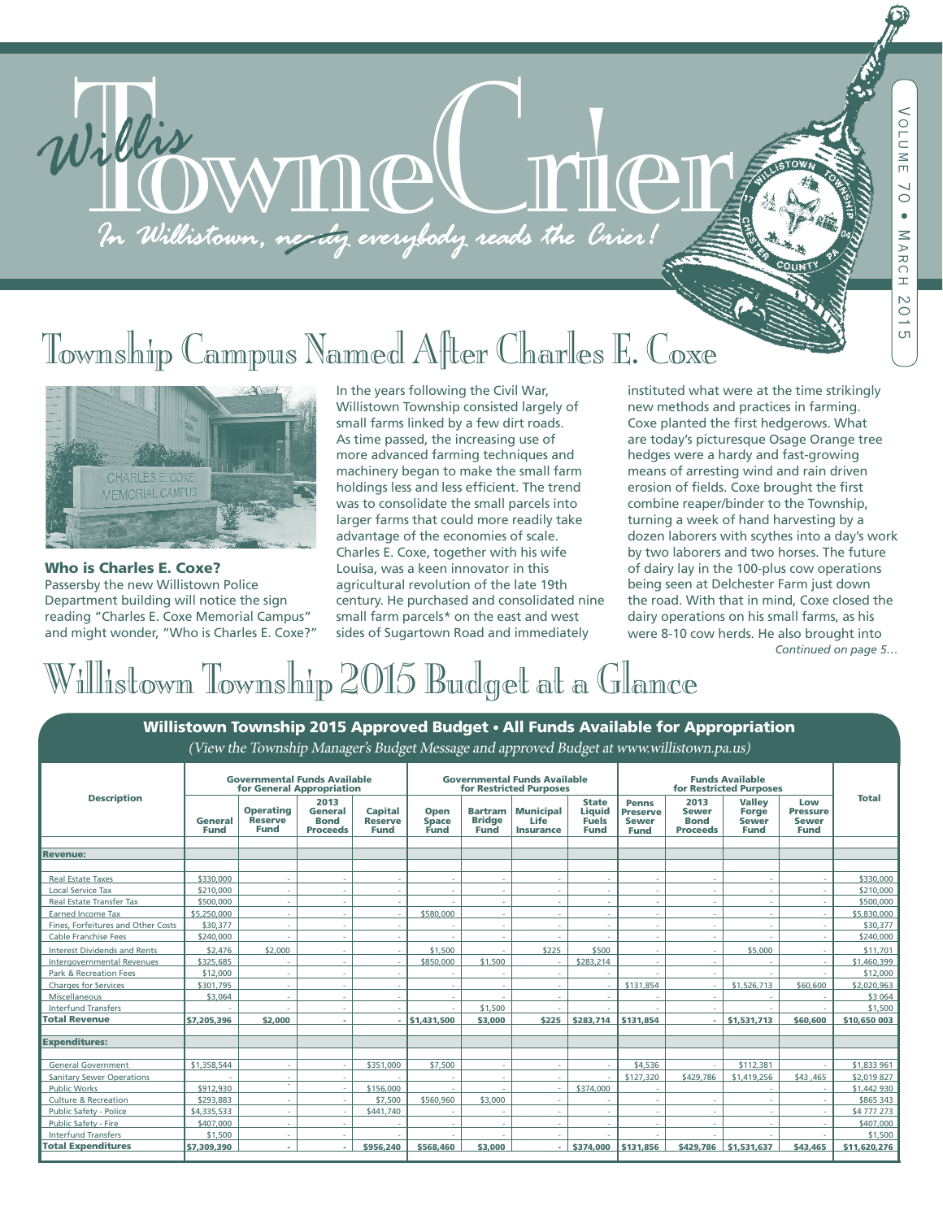# Willis Towne Crier

*In Willistown, nearly everybody reads the Crier!*

Volume 70 • March 2015

## Township Campus Named After Charles E. Coxe

### Who is Charles E. Coxe?

Passersby the new Willistown Police Department building will notice the sign reading "Charles E. Coxe Memorial Campus" and might wonder, "Who is Charles E. Coxe?"

In the years following the Civil War, Willistown Township consisted largely of small farms linked by a few dirt roads. As time passed, the increasing use of more advanced farming techniques and machinery began to make the small farm holdings less and less efficient. The trend was to consolidate the small parcels into larger farms that could more readily take advantage of the economies of scale. Charles E. Coxe, together with his wife Louisa, was a keen innovator in this agricultural revolution of the late 19th century. He purchased and consolidated nine small farm parcels* on the east and west sides of Sugartown Road and immediately instituted what were at the time strikingly new methods and practices in farming. Coxe planted the first hedgerows. What are today's picturesque Osage Orange tree hedges were a hardy and fast-growing means of arresting wind and rain driven erosion of fields. Coxe brought the first combine reaper/binder to the Township, turning a week of hand harvesting by a dozen laborers with scythes into a day's work by two laborers and two horses. The future of dairy lay in the 100-plus cow operations being seen at Delchester Farm just down the road. With that in mind, Coxe closed the dairy operations on his small farms, as his were 8-10 cow herds. He also brought into

*Continued on page 5…*

## Willistown Township 2015 Budget at a Glance

**Willistown Township 2015 Approved Budget • All Funds Available for Appropriation**

*(View the Township Manager's Budget Message and approved Budget at www.willistown.pa.us)*

| Description | Governmental Funds Available for General Appropriation | | | | Governmental Funds Available for Restricted Purposes | | | | Funds Available for Restricted Purposes | | | | Total |
|---|---|---|---|---|---|---|---|---|---|---|---|---|---|
| | General Fund | Operating Reserve Fund | 2013 General Bond Proceeds | Capital Reserve Fund | Open Space Fund | Bartram Bridge Fund | Municipal Life Insurance | State Liquid Fuels Fund | Penns Preserve Sewer Fund | 2013 Sewer Bond Proceeds | Valley Forge Sewer Fund | Low Pressure Sewer Fund | |
| **Revenue:** | | | | | | | | | | | | | |
| Real Estate Taxes | $330,000 | - | - | - | - | - | - | - | - | - | - | - | $330,000 |
| Local Service Tax | $210,000 | - | - | - | - | - | - | - | - | - | - | - | $210,000 |
| Real Estate Transfer Tax | $500,000 | - | - | - | - | - | - | - | - | - | - | - | $500,000 |
| Earned Income Tax | $5,250,000 | - | - | - | $580,000 | - | - | - | - | - | - | - | $5,830,000 |
| Fines, Forfeitures and Other Costs | $30,377 | - | - | - | - | - | - | - | - | - | - | - | $30,377 |
| Cable Franchise Fees | $240,000 | - | - | - | - | - | - | - | - | - | - | - | $240,000 |
| Interest Dividends and Rents | $2,476 | $2,000 | - | - | $1,500 | - | $225 | $500 | - | - | $5,000 | - | $11,701 |
| Intergovernmental Revenues | $325,685 | - | - | - | $850,000 | $1,500 | - | $283,214 | - | - | - | - | $1,460,399 |
| Park & Recreation Fees | $12,000 | - | - | - | - | - | - | - | - | - | - | - | $12,000 |
| Charges for Services | $301,795 | - | - | - | - | - | - | - | $131,854 | - | $1,526,713 | $60,600 | $2,020,963 |
| Miscellaneous | $3,064 | - | - | - | - | - | - | - | - | - | - | - | $3 064 |
| Interfund Transfers | - | - | - | - | - | $1,500 | - | - | - | - | - | - | $1,500 |
| **Total Revenue** | **$7,205,396** | **$2,000** | **-** | **-** | **$1,431,500** | **$3,000** | **$225** | **$283,714** | **$131,854** | **-** | **$1,531,713** | **$60,600** | **$10,650 003** |
| **Expenditures:** | | | | | | | | | | | | | |
| General Government | $1,358,544 | - | - | $351,000 | $7,500 | - | - | - | $4,536 | - | $112,381 | - | $1,833 961 |
| Sanitary Sewer Operations | - | - | - | - | - | - | - | - | $127,320 | $429,786 | $1,419,256 | $43 ,465 | $2,019 827 |
| Public Works | $912,930 | - | - | $156,000 | - | - | - | $374,000 | - | - | - | - | $1,442 930 |
| Culture & Recreation | $293,883 | - | - | $7,500 | $560,960 | $3,000 | - | - | - | - | - | - | $865 343 |
| Public Safety - Police | $4,335,533 | - | - | $441,740 | - | - | - | - | - | - | - | - | $4 777 273 |
| Public Safety - Fire | $407,000 | - | - | - | - | - | - | - | - | - | - | - | $407,000 |
| Interfund Transfers | $1,500 | - | - | - | - | - | - | - | - | - | - | - | $1,500 |
| **Total Expenditures** | **$7,309,390** | **-** | **-** | **$956,240** | **$568,460** | **$3,000** | **-** | **$374,000** | **$131,856** | **$429,786** | **$1,531,637** | **$43,465** | **$11,620,276** |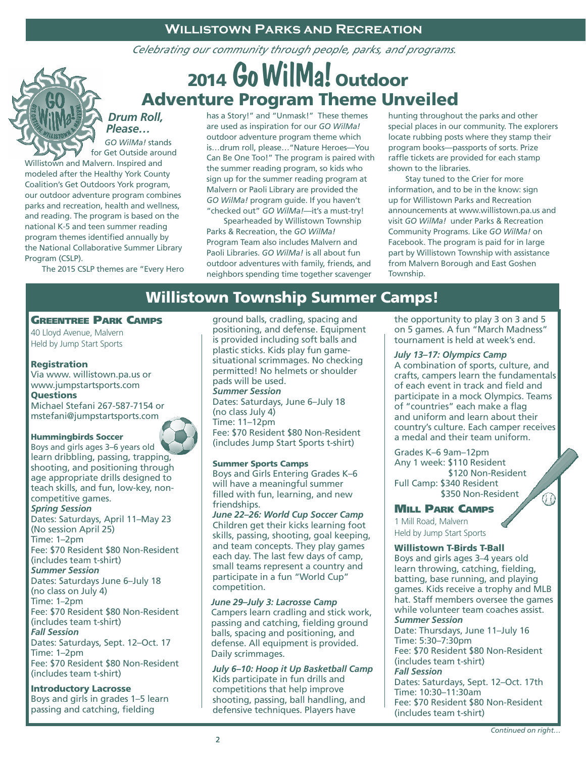# Willistown Parks and Recreation

*Celebrating our community through people, parks, and programs.*

## 2014 Go WilMa! Outdoor Adventure Program Theme Unveiled

### *Drum Roll, Please…*

*GO WilMa!* stands for Get Outside around Willistown and Malvern. Inspired and modeled after the Healthy York County Coalition's Get Outdoors York program, our outdoor adventure program combines parks and recreation, health and wellness, and reading. The program is based on the national K-5 and teen summer reading program themes identified annually by the National Collaborative Summer Library Program (CSLP).

The 2015 CSLP themes are "Every Hero has a Story!" and "Unmask!" These themes are used as inspiration for our *GO WilMa!* outdoor adventure program theme which is…drum roll, please…"Nature Heroes—You Can Be One Too!" The program is paired with the summer reading program, so kids who sign up for the summer reading program at Malvern or Paoli Library are provided the *GO WilMa!* program guide. If you haven't "checked out" *GO WilMa!*—it's a must-try!

Spearheaded by Willistown Township Parks & Recreation, the *GO WilMa!* Program Team also includes Malvern and Paoli Libraries. *GO WilMa!* is all about fun outdoor adventures with family, friends, and neighbors spending time together scavenger hunting throughout the parks and other special places in our community. The explorers locate rubbing posts where they stamp their program books—passports of sorts. Prize raffle tickets are provided for each stamp shown to the libraries.

Stay tuned to the Crier for more information, and to be in the know: sign up for Willistown Parks and Recreation announcements at www.willistown.pa.us and visit *GO WilMa!* under Parks & Recreation Community Programs. Like *GO WilMa!* on Facebook. The program is paid for in large part by Willistown Township with assistance from Malvern Borough and East Goshen Township.

## Willistown Township Summer Camps!

### Greentree Park Camps

40 Lloyd Avenue, Malvern
Held by Jump Start Sports

**Registration**
Via www. willistown.pa.us or www.jumpstartsports.com

**Questions**
Michael Stefani 267-587-7154 or mstefani@jumpstartsports.com

**Hummingbirds Soccer**
Boys and girls ages 3–6 years old learn dribbling, passing, trapping, shooting, and positioning through age appropriate drills designed to teach skills, and fun, low-key, non-competitive games.

***Spring Session***
Dates: Saturdays, April 11–May 23 (No session April 25)
Time: 1–2pm
Fee: $70 Resident $80 Non-Resident (includes team t-shirt)

***Summer Session***
Dates: Saturdays June 6–July 18 (no class on July 4)
Time: 1–2pm
Fee: $70 Resident $80 Non-Resident (includes team t-shirt)

***Fall Session***
Dates: Saturdays, Sept. 12–Oct. 17
Time: 1–2pm
Fee: $70 Resident $80 Non-Resident (includes team t-shirt)

**Introductory Lacrosse**
Boys and girls in grades 1–5 learn passing and catching, fielding ground balls, cradling, spacing and positioning, and defense. Equipment is provided including soft balls and plastic sticks. Kids play fun game-situational scrimmages. No checking permitted! No helmets or shoulder pads will be used.

***Summer Session***
Dates: Saturdays, June 6–July 18 (no class July 4)
Time: 11–12pm
Fee: $70 Resident $80 Non-Resident (includes Jump Start Sports t-shirt)

**Summer Sports Camps**
Boys and Girls Entering Grades K–6 will have a meaningful summer filled with fun, learning, and new friendships.

***June 22–26: World Cup Soccer Camp***
Children get their kicks learning foot skills, passing, shooting, goal keeping, and team concepts. They play games each day. The last few days of camp, small teams represent a country and participate in a fun "World Cup" competition.

***June 29–July 3: Lacrosse Camp***
Campers learn cradling and stick work, passing and catching, fielding ground balls, spacing and positioning, and defense. All equipment is provided. Daily scrimmages.

***July 6–10: Hoop it Up Basketball Camp***
Kids participate in fun drills and competitions that help improve shooting, passing, ball handling, and defensive techniques. Players have the opportunity to play 3 on 3 and 5 on 5 games. A fun "March Madness" tournament is held at week's end.

***July 13–17: Olympics Camp***
A combination of sports, culture, and crafts, campers learn the fundamentals of each event in track and field and participate in a mock Olympics. Teams of "countries" each make a flag and uniform and learn about their country's culture. Each camper receives a medal and their team uniform.

Grades K–6 9am–12pm
Any 1 week: $110 Resident
$120 Non-Resident
Full Camp: $340 Resident
$350 Non-Resident

### Mill Park Camps

1 Mill Road, Malvern
Held by Jump Start Sports

**Willistown T-Birds T-Ball**
Boys and girls ages 3–4 years old learn throwing, catching, fielding, batting, base running, and playing games. Kids receive a trophy and MLB hat. Staff members oversee the games while volunteer team coaches assist.

***Summer Session***
Date: Thursdays, June 11–July 16
Time: 5:30–7:30pm
Fee: $70 Resident $80 Non-Resident (includes team t-shirt)

***Fall Session***
Dates: Saturdays, Sept. 12–Oct. 17th
Time: 10:30–11:30am
Fee: $70 Resident $80 Non-Resident (includes team t-shirt)

*Continued on right…*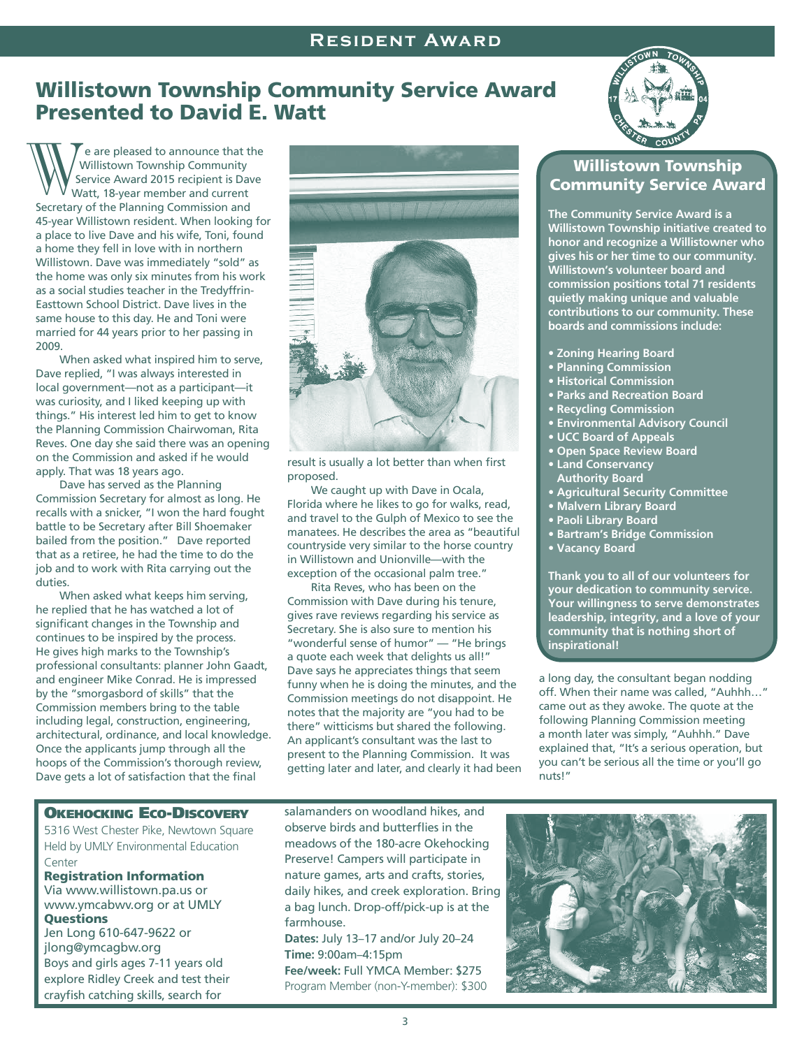# Willistown Township Community Service Award Presented to David E. Watt

We are pleased to announce that the Willistown Township Community Service Award 2015 recipient is Dave Watt, 18-year member and current Secretary of the Planning Commission and 45-year Willistown resident. When looking for a place to live Dave and his wife, Toni, found a home they fell in love with in northern Willistown. Dave was immediately "sold" as the home was only six minutes from his work as a social studies teacher in the Tredyffrin-Easttown School District. Dave lives in the same house to this day. He and Toni were married for 44 years prior to her passing in 2009.

When asked what inspired him to serve, Dave replied, "I was always interested in local government—not as a participant—it was curiosity, and I liked keeping up with things." His interest led him to get to know the Planning Commission Chairwoman, Rita Reves. One day she said there was an opening on the Commission and asked if he would apply. That was 18 years ago.

Dave has served as the Planning Commission Secretary for almost as long. He recalls with a snicker, "I won the hard fought battle to be Secretary after Bill Shoemaker bailed from the position." Dave reported that as a retiree, he had the time to do the job and to work with Rita carrying out the duties.

When asked what keeps him serving, he replied that he has watched a lot of significant changes in the Township and continues to be inspired by the process. He gives high marks to the Township's professional consultants: planner John Gaadt, and engineer Mike Conrad. He is impressed by the "smorgasbord of skills" that the Commission members bring to the table including legal, construction, engineering, architectural, ordinance, and local knowledge. Once the applicants jump through all the hoops of the Commission's thorough review, Dave gets a lot of satisfaction that the final result is usually a lot better than when first proposed.

We caught up with Dave in Ocala, Florida where he likes to go for walks, read, and travel to the Gulph of Mexico to see the manatees. He describes the area as "beautiful countryside very similar to the horse country in Willistown and Unionville—with the exception of the occasional palm tree."

Rita Reves, who has been on the Commission with Dave during his tenure, gives rave reviews regarding his service as Secretary. She is also sure to mention his "wonderful sense of humor" — "He brings a quote each week that delights us all!" Dave says he appreciates things that seem funny when he is doing the minutes, and the Commission meetings do not disappoint. He notes that the majority are "you had to be there" witticisms but shared the following. An applicant's consultant was the last to present to the Planning Commission. It was getting later and later, and clearly it had been a long day, the consultant began nodding off. When their name was called, "Auhhh…" came out as they awoke. The quote at the following Planning Commission meeting a month later was simply, "Auhhh." Dave explained that, "It's a serious operation, but you can't be serious all the time or you'll go nuts!"

## Willistown Township Community Service Award

**The Community Service Award is a Willistown Township initiative created to honor and recognize a Willistowner who gives his or her time to our community. Willistown's volunteer board and commission positions total 71 residents quietly making unique and valuable contributions to our community. These boards and commissions include:**

- **Zoning Hearing Board**
- **Planning Commission**
- **Historical Commission**
- **Parks and Recreation Board**
- **Recycling Commission**
- **Environmental Advisory Council**
- **UCC Board of Appeals**
- **Open Space Review Board**
- **Land Conservancy Authority Board**
- **Agricultural Security Committee**
- **Malvern Library Board**
- **Paoli Library Board**
- **Bartram's Bridge Commission**
- **Vacancy Board**

**Thank you to all of our volunteers for your dedication to community service. Your willingness to serve demonstrates leadership, integrity, and a love of your community that is nothing short of inspirational!**

## Okehocking Eco-Discovery

5316 West Chester Pike, Newtown Square
Held by UMLY Environmental Education Center

**Registration Information**
Via www.willistown.pa.us or www.ymcabwv.org or at UMLY

**Questions**
Jen Long 610-647-9622 or jlong@ymcagbw.org

Boys and girls ages 7-11 years old explore Ridley Creek and test their crayfish catching skills, search for salamanders on woodland hikes, and observe birds and butterflies in the meadows of the 180-acre Okehocking Preserve! Campers will participate in nature games, arts and crafts, stories, daily hikes, and creek exploration. Bring a bag lunch. Drop-off/pick-up is at the farmhouse.

**Dates:** July 13–17 and/or July 20–24
**Time:** 9:00am–4:15pm
**Fee/week:** Full YMCA Member: $275
Program Member (non-Y-member): $300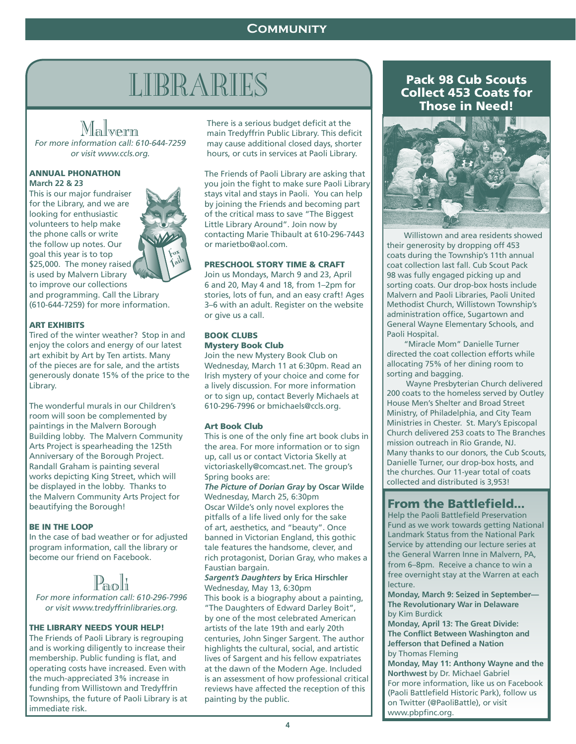# LIBRARIES

## Malvern

*For more information call: 610-644-7259 or visit www.ccls.org.*

### ANNUAL PHONATHON

**March 22 & 23**

This is our major fundraiser for the Library, and we are looking for enthusiastic volunteers to help make the phone calls or write the follow up notes. Our goal this year is to top $25,000. The money raised is used by Malvern Library to improve our collections and programming. Call the Library (610-644-7259) for more information.

### ART EXHIBITS

Tired of the winter weather? Stop in and enjoy the colors and energy of our latest art exhibit by Art by Ten artists. Many of the pieces are for sale, and the artists generously donate 15% of the price to the Library.

The wonderful murals in our Children's room will soon be complemented by paintings in the Malvern Borough Building lobby. The Malvern Community Arts Project is spearheading the 125th Anniversary of the Borough Project. Randall Graham is painting several works depicting King Street, which will be displayed in the lobby. Thanks to the Malvern Community Arts Project for beautifying the Borough!

### BE IN THE LOOP

In the case of bad weather or for adjusted program information, call the library or become our friend on Facebook.

## Paoli

*For more information call: 610-296-7996 or visit www.tredyffrinlibraries.org.*

### THE LIBRARY NEEDS YOUR HELP!

The Friends of Paoli Library is regrouping and is working diligently to increase their membership. Public funding is flat, and operating costs have increased. Even with the much-appreciated 3% increase in funding from Willistown and Tredyffrin Townships, the future of Paoli Library is at immediate risk.

There is a serious budget deficit at the main Tredyffrin Public Library. This deficit may cause additional closed days, shorter hours, or cuts in services at Paoli Library.

The Friends of Paoli Library are asking that you join the fight to make sure Paoli Library stays vital and stays in Paoli. You can help by joining the Friends and becoming part of the critical mass to save "The Biggest Little Library Around". Join now by contacting Marie Thibault at 610-296-7443 or marietbo@aol.com.

### PRESCHOOL STORY TIME & CRAFT

Join us Mondays, March 9 and 23, April 6 and 20, May 4 and 18, from 1–2pm for stories, lots of fun, and an easy craft! Ages 3–6 with an adult. Register on the website or give us a call.

### BOOK CLUBS

**Mystery Book Club**

Join the new Mystery Book Club on Wednesday, March 11 at 6:30pm. Read an Irish mystery of your choice and come for a lively discussion. For more information or to sign up, contact Beverly Michaels at 610-296-7996 or bmichaels@ccls.org.

**Art Book Club**

This is one of the only fine art book clubs in the area. For more information or to sign up, call us or contact Victoria Skelly at victoriaskelly@comcast.net. The group's Spring books are:

***The Picture of Dorian Gray*** **by Oscar Wilde**
Wednesday, March 25, 6:30pm
Oscar Wilde's only novel explores the pitfalls of a life lived only for the sake of art, aesthetics, and "beauty". Once banned in Victorian England, this gothic tale features the handsome, clever, and rich protagonist, Dorian Gray, who makes a Faustian bargain.

***Sargent's Daughters*** **by Erica Hirschler**
Wednesday, May 13, 6:30pm
This book is a biography about a painting, "The Daughters of Edward Darley Boit", by one of the most celebrated American artists of the late 19th and early 20th centuries, John Singer Sargent. The author highlights the cultural, social, and artistic lives of Sargent and his fellow expatriates at the dawn of the Modern Age. Included is an assessment of how professional critical reviews have affected the reception of this painting by the public.

# Pack 98 Cub Scouts Collect 453 Coats for Those in Need!

Willistown and area residents showed their generosity by dropping off 453 coats during the Township's 11th annual coat collection last fall. Cub Scout Pack 98 was fully engaged picking up and sorting coats. Our drop-box hosts include Malvern and Paoli Libraries, Paoli United Methodist Church, Willistown Township's administration office, Sugartown and General Wayne Elementary Schools, and Paoli Hospital.

"Miracle Mom" Danielle Turner directed the coat collection efforts while allocating 75% of her dining room to sorting and bagging.

Wayne Presbyterian Church delivered 200 coats to the homeless served by Outley House Men's Shelter and Broad Street Ministry, of Philadelphia, and City Team Ministries in Chester. St. Mary's Episcopal Church delivered 253 coats to The Branches mission outreach in Rio Grande, NJ. Many thanks to our donors, the Cub Scouts, Danielle Turner, our drop-box hosts, and the churches. Our 11-year total of coats collected and distributed is 3,953!

# From the Battlefield...

Help the Paoli Battlefield Preservation Fund as we work towards getting National Landmark Status from the National Park Service by attending our lecture series at the General Warren Inne in Malvern, PA, from 6–8pm. Receive a chance to win a free overnight stay at the Warren at each lecture.

**Monday, March 9: Seized in September—The Revolutionary War in Delaware** by Kim Burdick

**Monday, April 13: The Great Divide: The Conflict Between Washington and Jefferson that Defined a Nation** by Thomas Fleming

**Monday, May 11: Anthony Wayne and the Northwest** by Dr. Michael Gabriel

For more information, like us on Facebook (Paoli Battlefield Historic Park), follow us on Twitter (@PaoliBattle), or visit www.pbpfinc.org.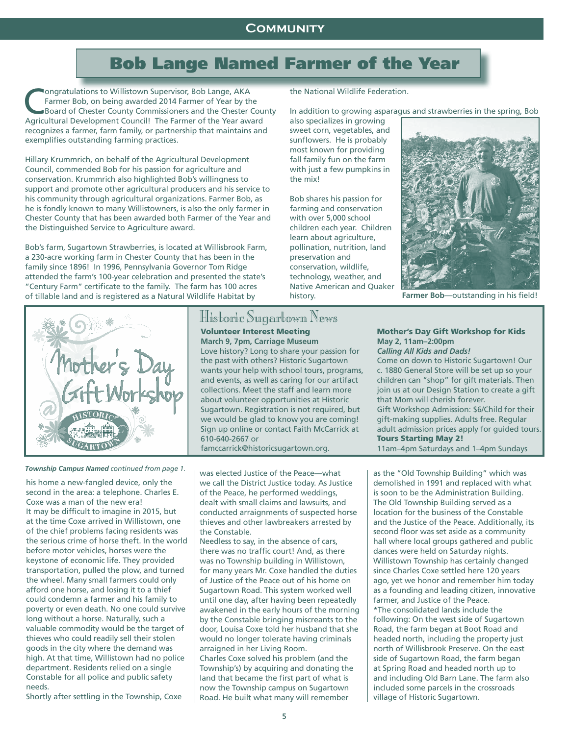# Bob Lange Named Farmer of the Year

Congratulations to Willistown Supervisor, Bob Lange, AKA Farmer Bob, on being awarded 2014 Farmer of Year by the Board of Chester County Commissioners and the Chester County Agricultural Development Council! The Farmer of the Year award recognizes a farmer, farm family, or partnership that maintains and exemplifies outstanding farming practices.

Hillary Krummrich, on behalf of the Agricultural Development Council, commended Bob for his passion for agriculture and conservation. Krummrich also highlighted Bob's willingness to support and promote other agricultural producers and his service to his community through agricultural organizations. Farmer Bob, as he is fondly known to many Willistowners, is also the only farmer in Chester County that has been awarded both Farmer of the Year and the Distinguished Service to Agriculture award.

Bob's farm, Sugartown Strawberries, is located at Willisbrook Farm, a 230-acre working farm in Chester County that has been in the family since 1896! In 1996, Pennsylvania Governor Tom Ridge attended the farm's 100-year celebration and presented the state's "Century Farm" certificate to the family. The farm has 100 acres of tillable land and is registered as a Natural Wildlife Habitat by the National Wildlife Federation.

In addition to growing asparagus and strawberries in the spring, Bob also specializes in growing sweet corn, vegetables, and sunflowers. He is probably most known for providing fall family fun on the farm with just a few pumpkins in the mix!

Bob shares his passion for farming and conservation with over 5,000 school children each year. Children learn about agriculture, pollination, nutrition, land preservation and conservation, wildlife, technology, weather, and Native American and Quaker history.

**Farmer Bob**—outstanding in his field!

## Historic Sugartown News

### Volunteer Interest Meeting

**March 9, 7pm, Carriage Museum**

Love history? Long to share your passion for the past with others? Historic Sugartown wants your help with school tours, programs, and events, as well as caring for our artifact collections. Meet the staff and learn more about volunteer opportunities at Historic Sugartown. Registration is not required, but we would be glad to know you are coming! Sign up online or contact Faith McCarrick at 610-640-2667 or famccarrick@historicsugartown.org.

### Mother's Day Gift Workshop for Kids

**May 2, 11am–2:00pm**

***Calling All Kids and Dads!***

Come on down to Historic Sugartown! Our c. 1880 General Store will be set up so your children can "shop" for gift materials. Then join us at our Design Station to create a gift that Mom will cherish forever.

Gift Workshop Admission: $6/Child for their gift-making supplies. Adults free. Regular adult admission prices apply for guided tours.

**Tours Starting May 2!**

11am–4pm Saturdays and 1–4pm Sundays

***Township Campus Named*** *continued from page 1.*

his home a new-fangled device, only the second in the area: a telephone. Charles E. Coxe was a man of the new era!

It may be difficult to imagine in 2015, but at the time Coxe arrived in Willistown, one of the chief problems facing residents was the serious crime of horse theft. In the world before motor vehicles, horses were the keystone of economic life. They provided transportation, pulled the plow, and turned the wheel. Many small farmers could only afford one horse, and losing it to a thief could condemn a farmer and his family to poverty or even death. No one could survive long without a horse. Naturally, such a valuable commodity would be the target of thieves who could readily sell their stolen goods in the city where the demand was high. At that time, Willistown had no police department. Residents relied on a single Constable for all police and public safety needs.

Shortly after settling in the Township, Coxe was elected Justice of the Peace—what we call the District Justice today. As Justice of the Peace, he performed weddings, dealt with small claims and lawsuits, and conducted arraignments of suspected horse thieves and other lawbreakers arrested by the Constable.

Needless to say, in the absence of cars, there was no traffic court! And, as there was no Township building in Willistown, for many years Mr. Coxe handled the duties of Justice of the Peace out of his home on Sugartown Road. This system worked well until one day, after having been repeatedly awakened in the early hours of the morning by the Constable bringing miscreants to the door, Louisa Coxe told her husband that she would no longer tolerate having criminals arraigned in her Living Room.

Charles Coxe solved his problem (and the Township's) by acquiring and donating the land that became the first part of what is now the Township campus on Sugartown Road. He built what many will remember as the "Old Township Building" which was demolished in 1991 and replaced with what is soon to be the Administration Building. The Old Township Building served as a location for the business of the Constable and the Justice of the Peace. Additionally, its second floor was set aside as a community hall where local groups gathered and public dances were held on Saturday nights.

Willistown Township has certainly changed since Charles Coxe settled here 120 years ago, yet we honor and remember him today as a founding and leading citizen, innovative farmer, and Justice of the Peace.

*The consolidated lands include the following: On the west side of Sugartown Road, the farm began at Boot Road and headed north, including the property just north of Willisbrook Preserve. On the east side of Sugartown Road, the farm began at Spring Road and headed north up to and including Old Barn Lane. The farm also included some parcels in the crossroads village of Historic Sugartown.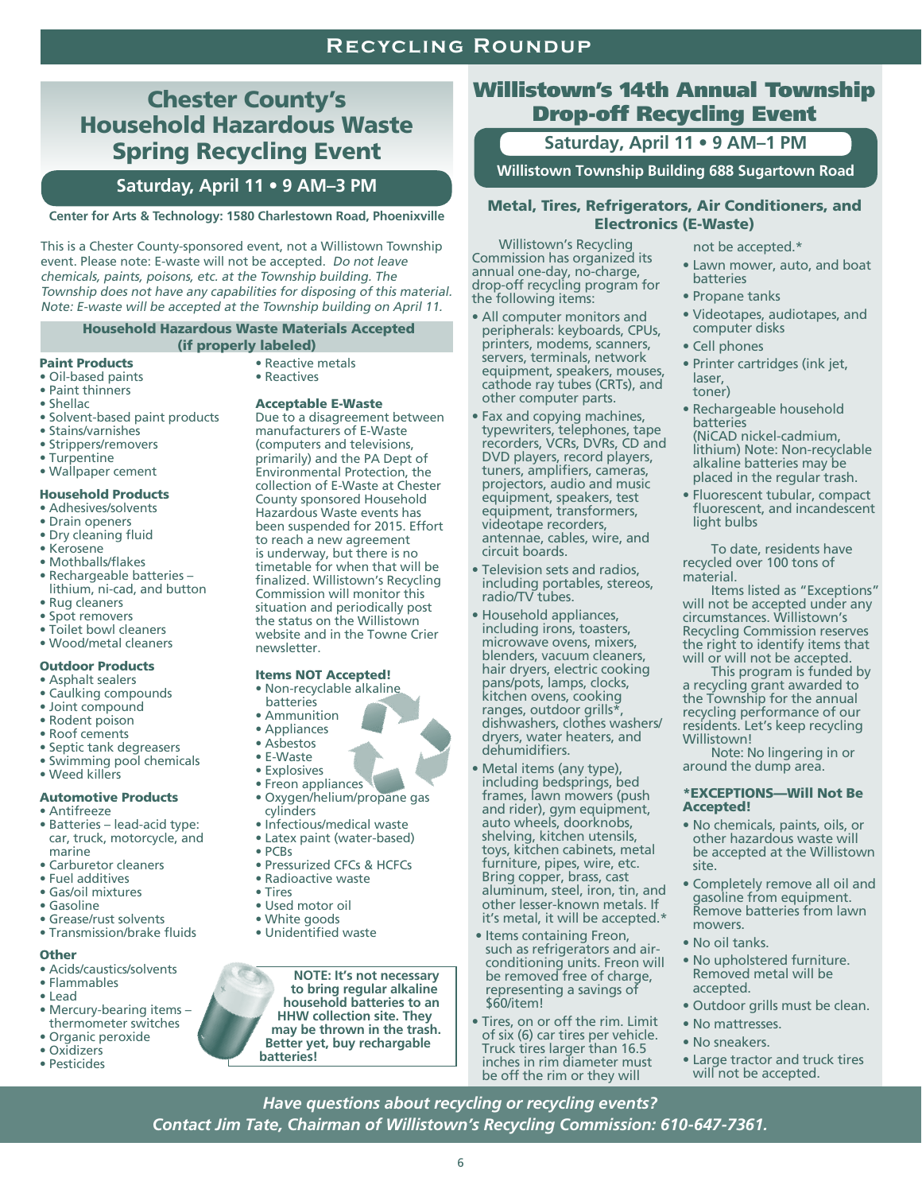# Recycling Roundup

## Chester County's Household Hazardous Waste Spring Recycling Event

**Saturday, April 11 • 9 AM–3 PM**

**Center for Arts & Technology: 1580 Charlestown Road, Phoenixville**

This is a Chester County-sponsored event, not a Willistown Township event. Please note: E-waste will not be accepted. *Do not leave chemicals, paints, poisons, etc. at the Township building. The Township does not have any capabilities for disposing of this material. Note: E-waste will be accepted at the Township building on April 11.*

### Household Hazardous Waste Materials Accepted (if properly labeled)

**Paint Products**
- Oil-based paints
- Paint thinners
- Shellac
- Solvent-based paint products
- Stains/varnishes
- Strippers/removers
- Turpentine
- Wallpaper cement

**Household Products**
- Adhesives/solvents
- Drain openers
- Dry cleaning fluid
- Kerosene
- Mothballs/flakes
- Rechargeable batteries – lithium, ni-cad, and button
- Rug cleaners
- Spot removers
- Toilet bowl cleaners
- Wood/metal cleaners

**Outdoor Products**
- Asphalt sealers
- Caulking compounds
- Joint compound
- Rodent poison
- Roof cements
- Septic tank degreasers
- Swimming pool chemicals
- Weed killers

**Automotive Products**
- Antifreeze
- Batteries – lead-acid type: car, truck, motorcycle, and marine
- Carburetor cleaners
- Fuel additives
- Gas/oil mixtures
- Gasoline
- Grease/rust solvents
- Transmission/brake fluids

**Other**
- Acids/caustics/solvents
- Flammables
- Lead
- Mercury-bearing items – thermometer switches
- Organic peroxide
- Oxidizers
- Pesticides
- Reactive metals
- Reactives

**Acceptable E-Waste**

Due to a disagreement between manufacturers of E-Waste (computers and televisions, primarily) and the PA Dept of Environmental Protection, the collection of E-Waste at Chester County sponsored Household Hazardous Waste events has been suspended for 2015. Effort to reach a new agreement is underway, but there is no timetable for when that will be finalized. Willistown's Recycling Commission will monitor this situation and periodically post the status on the Willistown website and in the Towne Crier newsletter.

**Items NOT Accepted!**
- Non-recyclable alkaline batteries
- Ammunition
- Appliances
- Asbestos
- E-Waste
- Explosives
- Freon appliances
- Oxygen/helium/propane gas cylinders
- Infectious/medical waste
- Latex paint (water-based)
- PCBs
- Pressurized CFCs & HCFCs
- Radioactive waste
- Tires
- Used motor oil
- White goods
- Unidentified waste

**NOTE: It's not necessary to bring regular alkaline household batteries to an HHW collection site. They may be thrown in the trash. Better yet, buy rechargable batteries!**

## Willistown's 14th Annual Township Drop-off Recycling Event

**Saturday, April 11 • 9 AM–1 PM**

**Willistown Township Building 688 Sugartown Road**

### Metal, Tires, Refrigerators, Air Conditioners, and Electronics (E-Waste)

Willistown's Recycling Commission has organized its annual one-day, no-charge, drop-off recycling program for the following items:

- All computer monitors and peripherals: keyboards, CPUs, printers, modems, scanners, servers, terminals, network equipment, speakers, mouses, cathode ray tubes (CRTs), and other computer parts.
- Fax and copying machines, typewriters, telephones, tape recorders, VCRs, DVRs, CD and DVD players, record players, tuners, amplifiers, cameras, projectors, audio and music equipment, speakers, test equipment, transformers, videotape recorders, antennae, cables, wire, and circuit boards.
- Television sets and radios, including portables, stereos, radio/TV tubes.
- Household appliances, including irons, toasters, microwave ovens, mixers, blenders, vacuum cleaners, hair dryers, electric cooking pans/pots, lamps, clocks, kitchen ovens, cooking ranges, outdoor grills*, dishwashers, clothes washers/ dryers, water heaters, and dehumidifiers.
- Metal items (any type), including bedsprings, bed frames, lawn mowers (push and rider), gym equipment, auto wheels, doorknobs, shelving, kitchen utensils, toys, kitchen cabinets, metal furniture, pipes, wire, etc. Bring copper, brass, cast aluminum, steel, iron, tin, and other lesser-known metals. If it's metal, it will be accepted.*
- Items containing Freon, such as refrigerators and air-conditioning units. Freon will be removed free of charge, representing a savings of $60/item!
- Tires, on or off the rim. Limit of six (6) car tires per vehicle. Truck tires larger than 16.5 inches in rim diameter must be off the rim or they will not be accepted.*
- Lawn mower, auto, and boat batteries
- Propane tanks
- Videotapes, audiotapes, and computer disks
- Cell phones
- Printer cartridges (ink jet, laser, toner)
- Rechargeable household batteries (NiCAD nickel-cadmium, lithium) Note: Non-recyclable alkaline batteries may be placed in the regular trash.
- Fluorescent tubular, compact fluorescent, and incandescent light bulbs

To date, residents have recycled over 100 tons of material.

Items listed as "Exceptions" will not be accepted under any circumstances. Willistown's Recycling Commission reserves the right to identify items that will or will not be accepted.

This program is funded by a recycling grant awarded to the Township for the annual recycling performance of our residents. Let's keep recycling Willistown!

Note: No lingering in or around the dump area.

**\*EXCEPTIONS—Will Not Be Accepted!**
- No chemicals, paints, oils, or other hazardous waste will be accepted at the Willistown site.
- Completely remove all oil and gasoline from equipment. Remove batteries from lawn mowers.
- No oil tanks.
- No upholstered furniture. Removed metal will be accepted.
- Outdoor grills must be clean.
- No mattresses.
- No sneakers.
- Large tractor and truck tires will not be accepted.

*Have questions about recycling or recycling events? Contact Jim Tate, Chairman of Willistown's Recycling Commission: 610-647-7361.*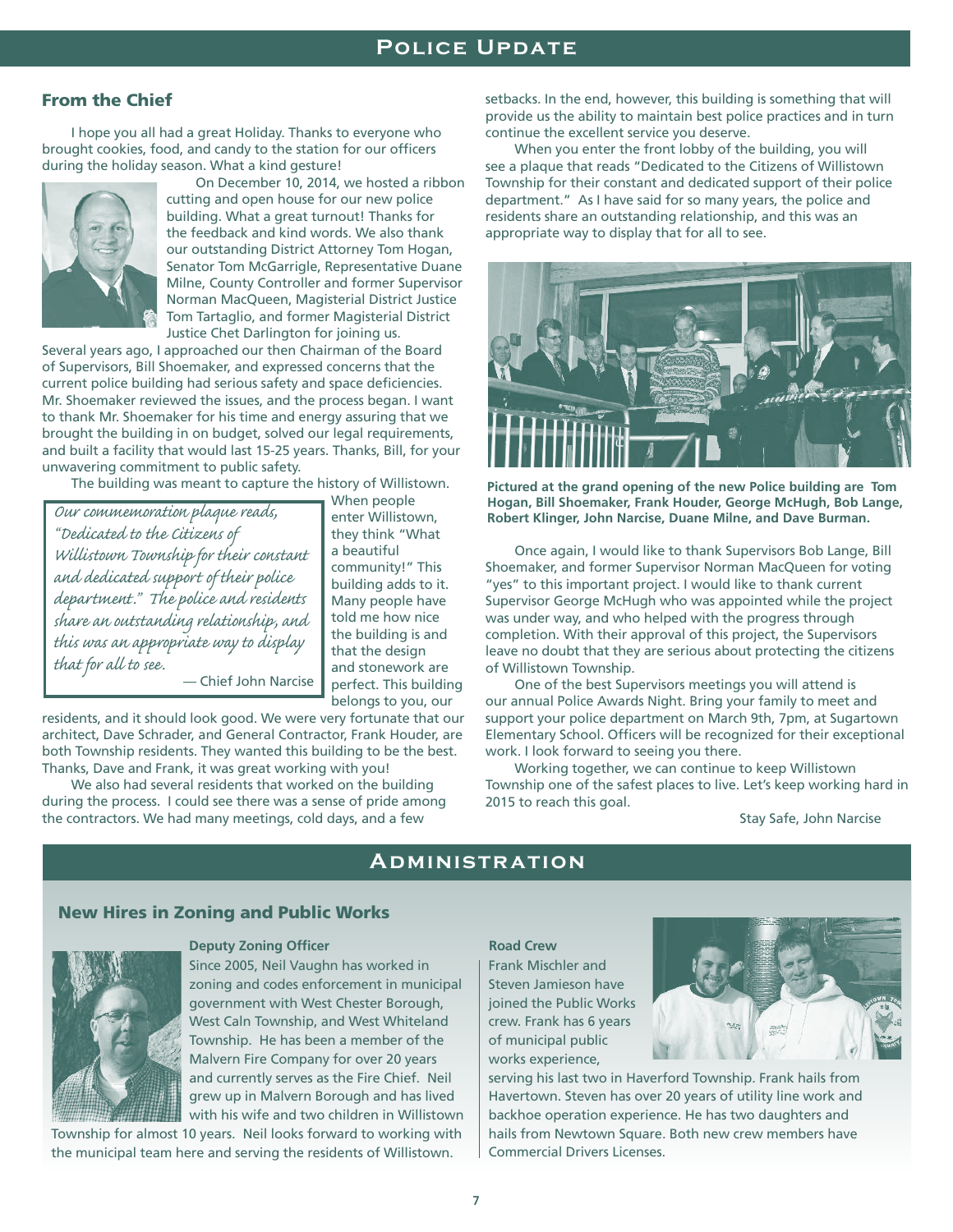# Police Update

## From the Chief

I hope you all had a great Holiday. Thanks to everyone who brought cookies, food, and candy to the station for our officers during the holiday season. What a kind gesture!

On December 10, 2014, we hosted a ribbon cutting and open house for our new police building. What a great turnout! Thanks for the feedback and kind words. We also thank our outstanding District Attorney Tom Hogan, Senator Tom McGarrigle, Representative Duane Milne, County Controller and former Supervisor Norman MacQueen, Magisterial District Justice Tom Tartaglio, and former Magisterial District Justice Chet Darlington for joining us.

Several years ago, I approached our then Chairman of the Board of Supervisors, Bill Shoemaker, and expressed concerns that the current police building had serious safety and space deficiencies. Mr. Shoemaker reviewed the issues, and the process began. I want to thank Mr. Shoemaker for his time and energy assuring that we brought the building in on budget, solved our legal requirements, and built a facility that would last 15-25 years. Thanks, Bill, for your unwavering commitment to public safety.

The building was meant to capture the history of Willistown. When people enter Willistown, they think "What a beautiful community!" This building adds to it. Many people have told me how nice the building is and that the design and stonework are perfect. This building belongs to you, our residents, and it should look good. We were very fortunate that our architect, Dave Schrader, and General Contractor, Frank Houder, are both Township residents. They wanted this building to be the best. Thanks, Dave and Frank, it was great working with you!

> *Our commemoration plaque reads, "Dedicated to the Citizens of Willistown Township for their constant and dedicated support of their police department." The police and residents share an outstanding relationship, and this was an appropriate way to display that for all to see.*
>
> — Chief John Narcise

We also had several residents that worked on the building during the process. I could see there was a sense of pride among the contractors. We had many meetings, cold days, and a few setbacks. In the end, however, this building is something that will provide us the ability to maintain best police practices and in turn continue the excellent service you deserve.

When you enter the front lobby of the building, you will see a plaque that reads "Dedicated to the Citizens of Willistown Township for their constant and dedicated support of their police department." As I have said for so many years, the police and residents share an outstanding relationship, and this was an appropriate way to display that for all to see.

**Pictured at the grand opening of the new Police building are Tom Hogan, Bill Shoemaker, Frank Houder, George McHugh, Bob Lange, Robert Klinger, John Narcise, Duane Milne, and Dave Burman.**

Once again, I would like to thank Supervisors Bob Lange, Bill Shoemaker, and former Supervisor Norman MacQueen for voting "yes" to this important project. I would like to thank current Supervisor George McHugh who was appointed while the project was under way, and who helped with the progress through completion. With their approval of this project, the Supervisors leave no doubt that they are serious about protecting the citizens of Willistown Township.

One of the best Supervisors meetings you will attend is our annual Police Awards Night. Bring your family to meet and support your police department on March 9th, 7pm, at Sugartown Elementary School. Officers will be recognized for their exceptional work. I look forward to seeing you there.

Working together, we can continue to keep Willistown Township one of the safest places to live. Let's keep working hard in 2015 to reach this goal.

Stay Safe, John Narcise

# Administration

## New Hires in Zoning and Public Works

### Deputy Zoning Officer

Since 2005, Neil Vaughn has worked in zoning and codes enforcement in municipal government with West Chester Borough, West Caln Township, and West Whiteland Township. He has been a member of the Malvern Fire Company for over 20 years and currently serves as the Fire Chief. Neil grew up in Malvern Borough and has lived with his wife and two children in Willistown Township for almost 10 years. Neil looks forward to working with the municipal team here and serving the residents of Willistown.

### Road Crew

Frank Mischler and Steven Jamieson have joined the Public Works crew. Frank has 6 years of municipal public works experience, serving his last two in Haverford Township. Frank hails from Havertown. Steven has over 20 years of utility line work and backhoe operation experience. He has two daughters and hails from Newtown Square. Both new crew members have Commercial Drivers Licenses.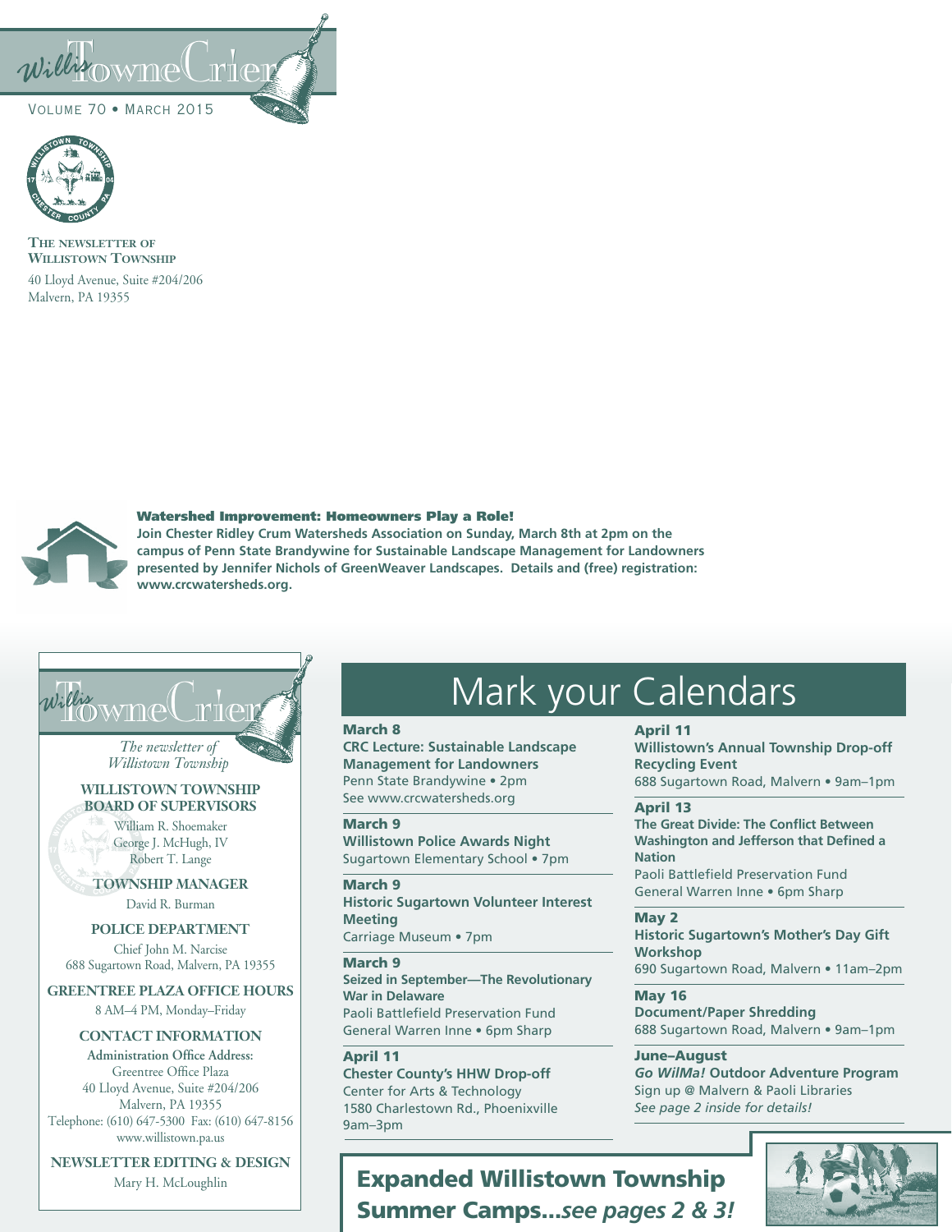# Willis Towne Crier

VOLUME 70 • MARCH 2015

**THE NEWSLETTER OF WILLISTOWN TOWNSHIP**

40 Lloyd Avenue, Suite #204/206
Malvern, PA 19355

### Watershed Improvement: Homeowners Play a Role!

**Join Chester Ridley Crum Watersheds Association on Sunday, March 8th at 2pm on the campus of Penn State Brandywine for Sustainable Landscape Management for Landowners presented by Jennifer Nichols of GreenWeaver Landscapes. Details and (free) registration: www.crcwatersheds.org.**

## Willis Towne Crier

*The newsletter of Willistown Township*

**WILLISTOWN TOWNSHIP BOARD OF SUPERVISORS**

William R. Shoemaker
George J. McHugh, IV
Robert T. Lange

**TOWNSHIP MANAGER**

David R. Burman

**POLICE DEPARTMENT**

Chief John M. Narcise
688 Sugartown Road, Malvern, PA 19355

**GREENTREE PLAZA OFFICE HOURS**

8 AM–4 PM, Monday–Friday

**CONTACT INFORMATION**

**Administration Office Address:**
Greentree Office Plaza
40 Lloyd Avenue, Suite #204/206
Malvern, PA 19355
Telephone: (610) 647-5300 Fax: (610) 647-8156
www.willistown.pa.us

**NEWSLETTER EDITING & DESIGN**

Mary H. McLoughlin

# Mark your Calendars

**March 8**
**CRC Lecture: Sustainable Landscape Management for Landowners**
Penn State Brandywine • 2pm
See www.crcwatersheds.org

**March 9**
**Willistown Police Awards Night**
Sugartown Elementary School • 7pm

**March 9**
**Historic Sugartown Volunteer Interest Meeting**
Carriage Museum • 7pm

**March 9**
**Seized in September—The Revolutionary War in Delaware**
Paoli Battlefield Preservation Fund
General Warren Inne • 6pm Sharp

**April 11**
**Chester County's HHW Drop-off**
Center for Arts & Technology
1580 Charlestown Rd., Phoenixville
9am–3pm

**April 11**
**Willistown's Annual Township Drop-off Recycling Event**
688 Sugartown Road, Malvern • 9am–1pm

**April 13**
**The Great Divide: The Conflict Between Washington and Jefferson that Defined a Nation**
Paoli Battlefield Preservation Fund
General Warren Inne • 6pm Sharp

**May 2**
**Historic Sugartown's Mother's Day Gift Workshop**
690 Sugartown Road, Malvern • 11am–2pm

**May 16**
**Document/Paper Shredding**
688 Sugartown Road, Malvern • 9am–1pm

**June–August**
***Go WilMa!* Outdoor Adventure Program**
Sign up @ Malvern & Paoli Libraries
*See page 2 inside for details!*

## Expanded Willistown Township Summer Camps...*see pages 2 & 3!*